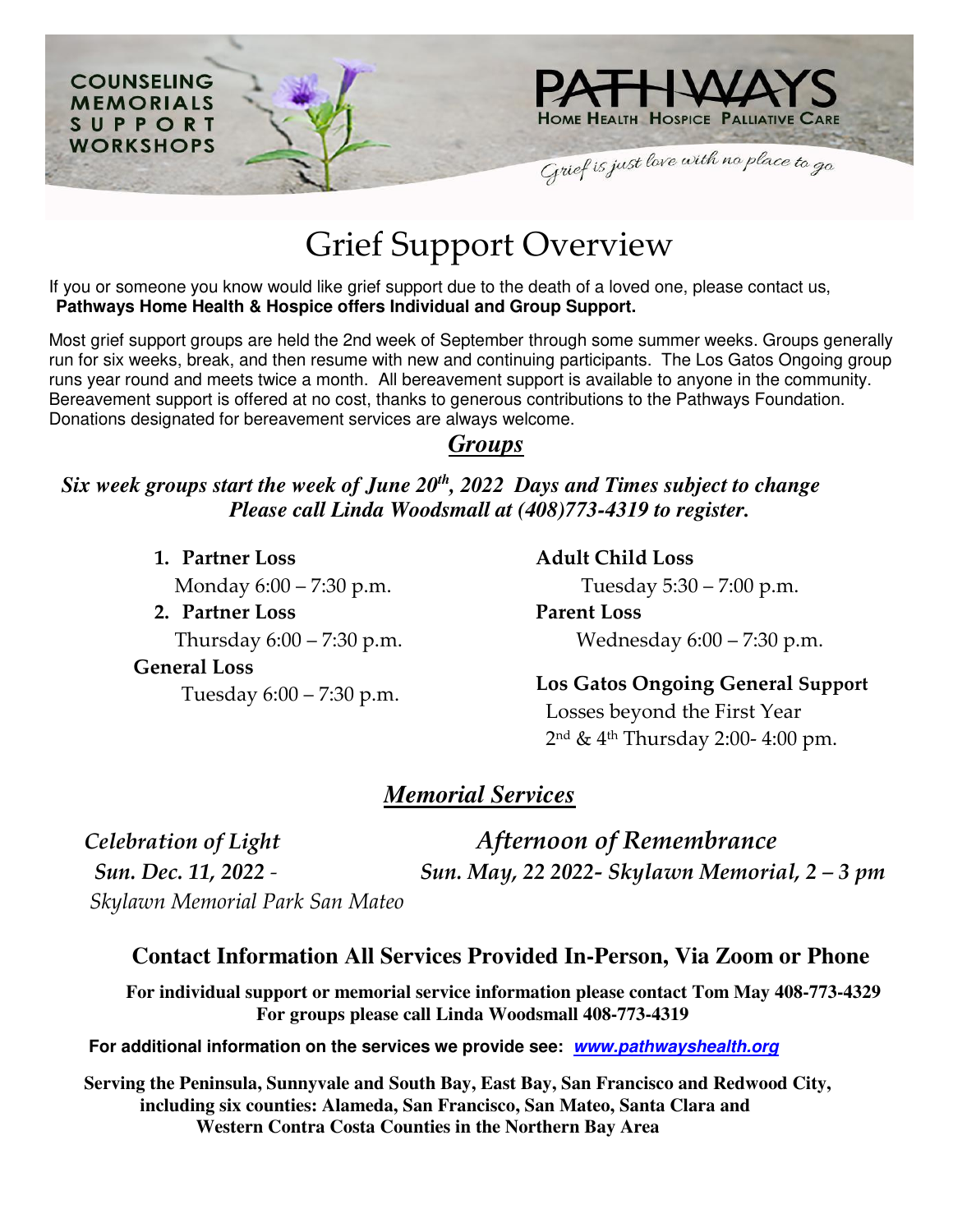COUNSELING
MEMORIALS
SUPPORT
WORKSHOPS

PATHWAYS
HOME HEALTH HOSPICE PALLIATIVE CARE

*Grief is just love with no place to go*

# Grief Support Overview

If you or someone you know would like grief support due to the death of a loved one, please contact us,
**Pathways Home Health & Hospice offers Individual and Group Support.**

Most grief support groups are held the 2nd week of September through some summer weeks. Groups generally run for six weeks, break, and then resume with new and continuing participants. The Los Gatos Ongoing group runs year round and meets twice a month. All bereavement support is available to anyone in the community. Bereavement support is offered at no cost, thanks to generous contributions to the Pathways Foundation. Donations designated for bereavement services are always welcome.

## ***Groups***

***Six week groups start the week of June 20th, 2022 Days and Times subject to change***
***Please call Linda Woodsmall at (408)773-4319 to register.***

1. **Partner Loss**
   Monday 6:00 – 7:30 p.m.
2. **Partner Loss**
   Thursday 6:00 – 7:30 p.m.

**General Loss**
Tuesday 6:00 – 7:30 p.m.

**Adult Child Loss**
Tuesday 5:30 – 7:00 p.m.

**Parent Loss**
Wednesday 6:00 – 7:30 p.m.

**Los Gatos Ongoing General Support**
Losses beyond the First Year
2nd & 4th Thursday 2:00- 4:00 pm.

## ***Memorial Services***

*Celebration of Light*
*Sun. Dec. 11, 2022 -*
*Skylawn Memorial Park San Mateo*

*Afternoon of Remembrance*
*Sun. May, 22 2022- Skylawn Memorial, 2 – 3 pm*

### Contact Information All Services Provided In-Person, Via Zoom or Phone

**For individual support or memorial service information please contact Tom May 408-773-4329**
**For groups please call Linda Woodsmall 408-773-4319**

**For additional information on the services we provide see: *www.pathwayshealth.org***

**Serving the Peninsula, Sunnyvale and South Bay, East Bay, San Francisco and Redwood City, including six counties: Alameda, San Francisco, San Mateo, Santa Clara and Western Contra Costa Counties in the Northern Bay Area**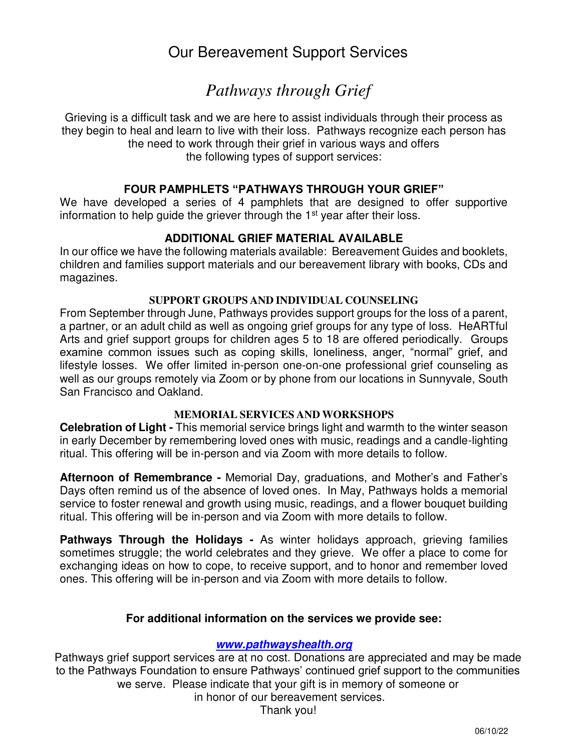# Our Bereavement Support Services

## *Pathways through Grief*

Grieving is a difficult task and we are here to assist individuals through their process as they begin to heal and learn to live with their loss. Pathways recognize each person has the need to work through their grief in various ways and offers the following types of support services:

### FOUR PAMPHLETS "PATHWAYS THROUGH YOUR GRIEF"

We have developed a series of 4 pamphlets that are designed to offer supportive information to help guide the griever through the 1st year after their loss.

### ADDITIONAL GRIEF MATERIAL AVAILABLE

In our office we have the following materials available: Bereavement Guides and booklets, children and families support materials and our bereavement library with books, CDs and magazines.

### SUPPORT GROUPS AND INDIVIDUAL COUNSELING

From September through June, Pathways provides support groups for the loss of a parent, a partner, or an adult child as well as ongoing grief groups for any type of loss. HeARTful Arts and grief support groups for children ages 5 to 18 are offered periodically. Groups examine common issues such as coping skills, loneliness, anger, "normal" grief, and lifestyle losses. We offer limited in-person one-on-one professional grief counseling as well as our groups remotely via Zoom or by phone from our locations in Sunnyvale, South San Francisco and Oakland.

### MEMORIAL SERVICES AND WORKSHOPS

**Celebration of Light -** This memorial service brings light and warmth to the winter season in early December by remembering loved ones with music, readings and a candle-lighting ritual. This offering will be in-person and via Zoom with more details to follow.

**Afternoon of Remembrance -** Memorial Day, graduations, and Mother's and Father's Days often remind us of the absence of loved ones. In May, Pathways holds a memorial service to foster renewal and growth using music, readings, and a flower bouquet building ritual. This offering will be in-person and via Zoom with more details to follow.

**Pathways Through the Holidays -** As winter holidays approach, grieving families sometimes struggle; the world celebrates and they grieve. We offer a place to come for exchanging ideas on how to cope, to receive support, and to honor and remember loved ones. This offering will be in-person and via Zoom with more details to follow.

**For additional information on the services we provide see:**

***www.pathwayshealth.org***

Pathways grief support services are at no cost. Donations are appreciated and may be made to the Pathways Foundation to ensure Pathways' continued grief support to the communities we serve. Please indicate that your gift is in memory of someone or in honor of our bereavement services.

Thank you!

06/10/22